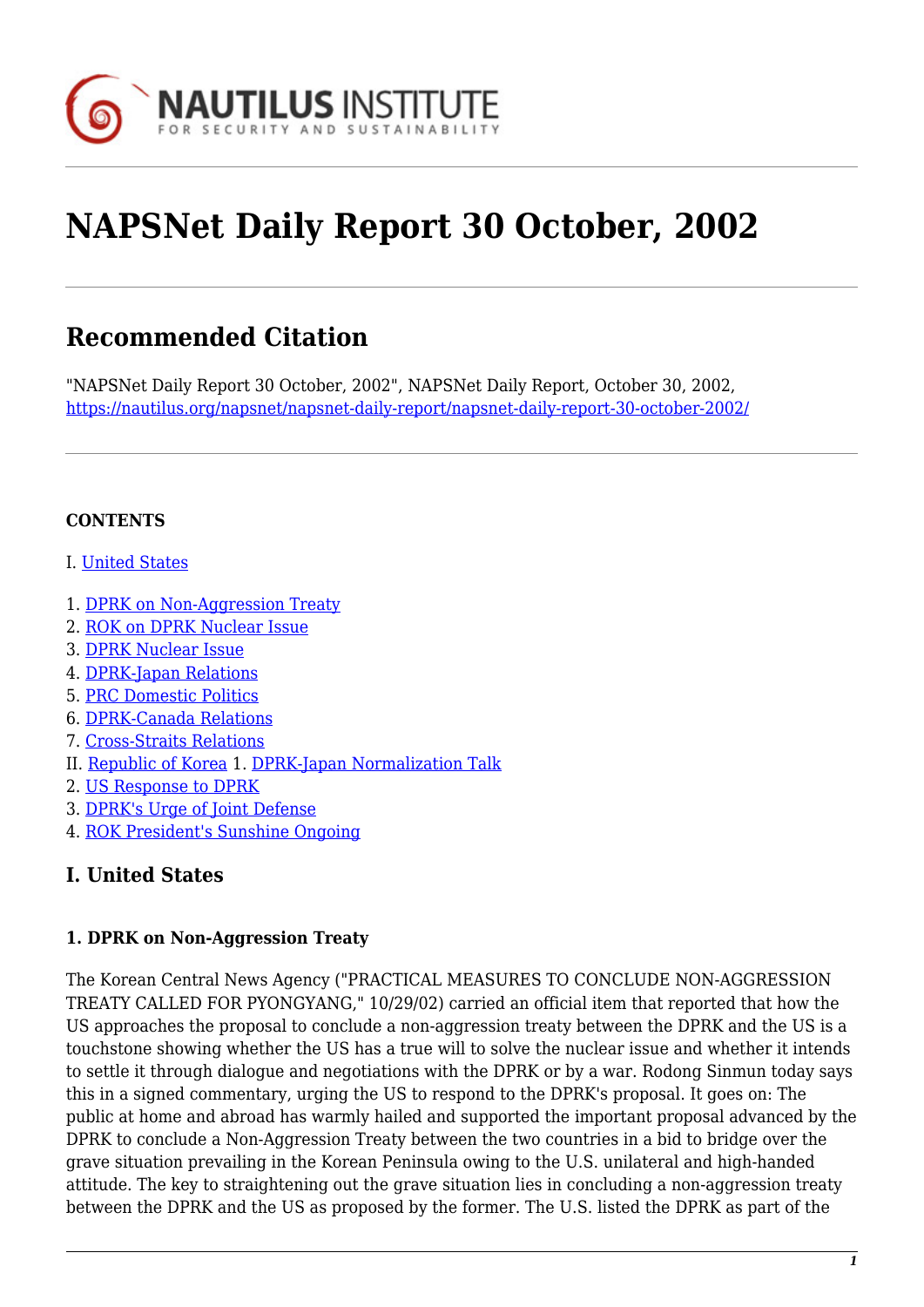# NAPSNet Daily Report 30 October, 2002

## Recommended Citation

"NAPSNet Daily Report 30 October, 2002", NAPSNet Daily Report, October 30, 2002, https://nautilus.org/napsnet/napsnet-daily-report/napsnet-daily-report-30-october-2002/

**CONTENTS**

I. United States

1. DPRK on Non-Aggression Treaty
2. ROK on DPRK Nuclear Issue
3. DPRK Nuclear Issue
4. DPRK-Japan Relations
5. PRC Domestic Politics
6. DPRK-Canada Relations
7. Cross-Straits Relations

II. Republic of Korea 1. DPRK-Japan Normalization Talk
2. US Response to DPRK
3. DPRK's Urge of Joint Defense
4. ROK President's Sunshine Ongoing

## I. United States

### 1. DPRK on Non-Aggression Treaty

The Korean Central News Agency ("PRACTICAL MEASURES TO CONCLUDE NON-AGGRESSION TREATY CALLED FOR PYONGYANG," 10/29/02) carried an official item that reported that how the US approaches the proposal to conclude a non-aggression treaty between the DPRK and the US is a touchstone showing whether the US has a true will to solve the nuclear issue and whether it intends to settle it through dialogue and negotiations with the DPRK or by a war. Rodong Sinmun today says this in a signed commentary, urging the US to respond to the DPRK's proposal. It goes on: The public at home and abroad has warmly hailed and supported the important proposal advanced by the DPRK to conclude a Non-Aggression Treaty between the two countries in a bid to bridge over the grave situation prevailing in the Korean Peninsula owing to the U.S. unilateral and high-handed attitude. The key to straightening out the grave situation lies in concluding a non-aggression treaty between the DPRK and the US as proposed by the former. The U.S. listed the DPRK as part of the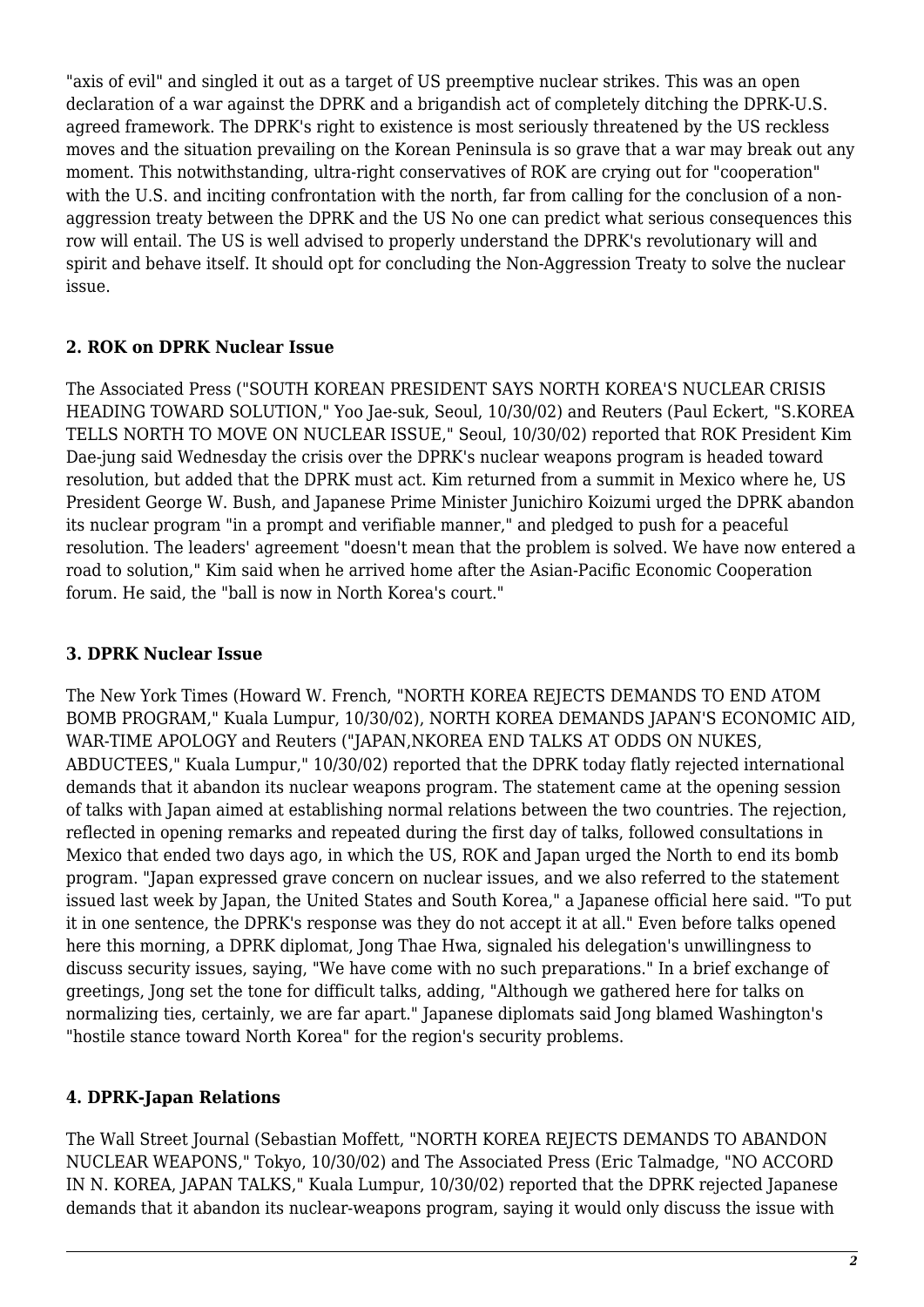"axis of evil" and singled it out as a target of US preemptive nuclear strikes. This was an open declaration of a war against the DPRK and a brigandish act of completely ditching the DPRK-U.S. agreed framework. The DPRK's right to existence is most seriously threatened by the US reckless moves and the situation prevailing on the Korean Peninsula is so grave that a war may break out any moment. This notwithstanding, ultra-right conservatives of ROK are crying out for "cooperation" with the U.S. and inciting confrontation with the north, far from calling for the conclusion of a non-aggression treaty between the DPRK and the US No one can predict what serious consequences this row will entail. The US is well advised to properly understand the DPRK's revolutionary will and spirit and behave itself. It should opt for concluding the Non-Aggression Treaty to solve the nuclear issue.

### 2. ROK on DPRK Nuclear Issue

The Associated Press ("SOUTH KOREAN PRESIDENT SAYS NORTH KOREA'S NUCLEAR CRISIS HEADING TOWARD SOLUTION," Yoo Jae-suk, Seoul, 10/30/02) and Reuters (Paul Eckert, "S.KOREA TELLS NORTH TO MOVE ON NUCLEAR ISSUE," Seoul, 10/30/02) reported that ROK President Kim Dae-jung said Wednesday the crisis over the DPRK's nuclear weapons program is headed toward resolution, but added that the DPRK must act. Kim returned from a summit in Mexico where he, US President George W. Bush, and Japanese Prime Minister Junichiro Koizumi urged the DPRK abandon its nuclear program "in a prompt and verifiable manner," and pledged to push for a peaceful resolution. The leaders' agreement "doesn't mean that the problem is solved. We have now entered a road to solution," Kim said when he arrived home after the Asian-Pacific Economic Cooperation forum. He said, the "ball is now in North Korea's court."

### 3. DPRK Nuclear Issue

The New York Times (Howard W. French, "NORTH KOREA REJECTS DEMANDS TO END ATOM BOMB PROGRAM," Kuala Lumpur, 10/30/02), NORTH KOREA DEMANDS JAPAN'S ECONOMIC AID, WAR-TIME APOLOGY and Reuters ("JAPAN,NKOREA END TALKS AT ODDS ON NUKES, ABDUCTEES," Kuala Lumpur," 10/30/02) reported that the DPRK today flatly rejected international demands that it abandon its nuclear weapons program. The statement came at the opening session of talks with Japan aimed at establishing normal relations between the two countries. The rejection, reflected in opening remarks and repeated during the first day of talks, followed consultations in Mexico that ended two days ago, in which the US, ROK and Japan urged the North to end its bomb program. "Japan expressed grave concern on nuclear issues, and we also referred to the statement issued last week by Japan, the United States and South Korea," a Japanese official here said. "To put it in one sentence, the DPRK's response was they do not accept it at all." Even before talks opened here this morning, a DPRK diplomat, Jong Thae Hwa, signaled his delegation's unwillingness to discuss security issues, saying, "We have come with no such preparations." In a brief exchange of greetings, Jong set the tone for difficult talks, adding, "Although we gathered here for talks on normalizing ties, certainly, we are far apart." Japanese diplomats said Jong blamed Washington's "hostile stance toward North Korea" for the region's security problems.

### 4. DPRK-Japan Relations

The Wall Street Journal (Sebastian Moffett, "NORTH KOREA REJECTS DEMANDS TO ABANDON NUCLEAR WEAPONS," Tokyo, 10/30/02) and The Associated Press (Eric Talmadge, "NO ACCORD IN N. KOREA, JAPAN TALKS," Kuala Lumpur, 10/30/02) reported that the DPRK rejected Japanese demands that it abandon its nuclear-weapons program, saying it would only discuss the issue with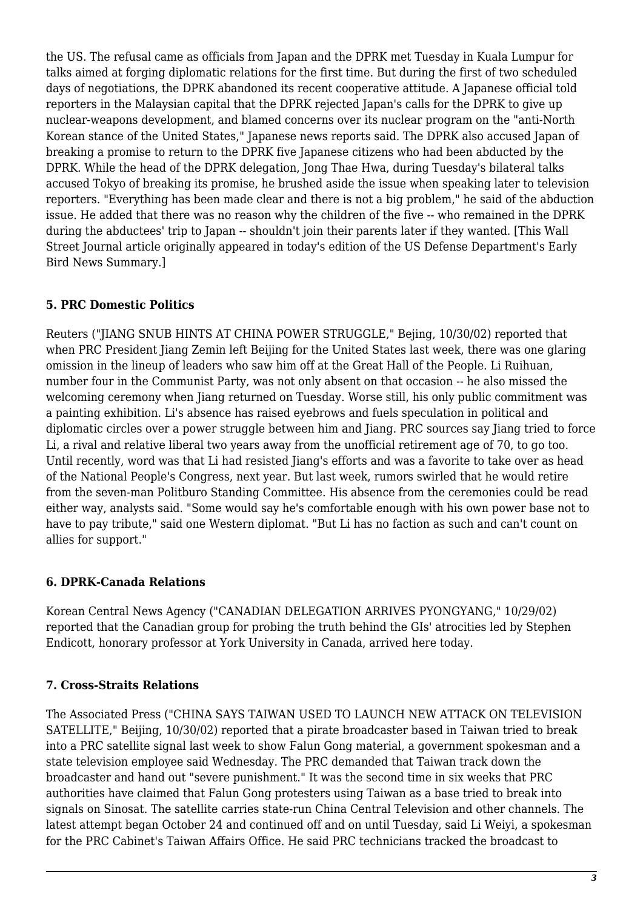the US. The refusal came as officials from Japan and the DPRK met Tuesday in Kuala Lumpur for talks aimed at forging diplomatic relations for the first time. But during the first of two scheduled days of negotiations, the DPRK abandoned its recent cooperative attitude. A Japanese official told reporters in the Malaysian capital that the DPRK rejected Japan's calls for the DPRK to give up nuclear-weapons development, and blamed concerns over its nuclear program on the "anti-North Korean stance of the United States," Japanese news reports said. The DPRK also accused Japan of breaking a promise to return to the DPRK five Japanese citizens who had been abducted by the DPRK. While the head of the DPRK delegation, Jong Thae Hwa, during Tuesday's bilateral talks accused Tokyo of breaking its promise, he brushed aside the issue when speaking later to television reporters. "Everything has been made clear and there is not a big problem," he said of the abduction issue. He added that there was no reason why the children of the five -- who remained in the DPRK during the abductees' trip to Japan -- shouldn't join their parents later if they wanted. [This Wall Street Journal article originally appeared in today's edition of the US Defense Department's Early Bird News Summary.]

### 5. PRC Domestic Politics

Reuters ("JIANG SNUB HINTS AT CHINA POWER STRUGGLE," Bejing, 10/30/02) reported that when PRC President Jiang Zemin left Beijing for the United States last week, there was one glaring omission in the lineup of leaders who saw him off at the Great Hall of the People. Li Ruihuan, number four in the Communist Party, was not only absent on that occasion -- he also missed the welcoming ceremony when Jiang returned on Tuesday. Worse still, his only public commitment was a painting exhibition. Li's absence has raised eyebrows and fuels speculation in political and diplomatic circles over a power struggle between him and Jiang. PRC sources say Jiang tried to force Li, a rival and relative liberal two years away from the unofficial retirement age of 70, to go too. Until recently, word was that Li had resisted Jiang's efforts and was a favorite to take over as head of the National People's Congress, next year. But last week, rumors swirled that he would retire from the seven-man Politburo Standing Committee. His absence from the ceremonies could be read either way, analysts said. "Some would say he's comfortable enough with his own power base not to have to pay tribute," said one Western diplomat. "But Li has no faction as such and can't count on allies for support."

### 6. DPRK-Canada Relations

Korean Central News Agency ("CANADIAN DELEGATION ARRIVES PYONGYANG," 10/29/02) reported that the Canadian group for probing the truth behind the GIs' atrocities led by Stephen Endicott, honorary professor at York University in Canada, arrived here today.

### 7. Cross-Straits Relations

The Associated Press ("CHINA SAYS TAIWAN USED TO LAUNCH NEW ATTACK ON TELEVISION SATELLITE," Beijing, 10/30/02) reported that a pirate broadcaster based in Taiwan tried to break into a PRC satellite signal last week to show Falun Gong material, a government spokesman and a state television employee said Wednesday. The PRC demanded that Taiwan track down the broadcaster and hand out "severe punishment." It was the second time in six weeks that PRC authorities have claimed that Falun Gong protesters using Taiwan as a base tried to break into signals on Sinosat. The satellite carries state-run China Central Television and other channels. The latest attempt began October 24 and continued off and on until Tuesday, said Li Weiyi, a spokesman for the PRC Cabinet's Taiwan Affairs Office. He said PRC technicians tracked the broadcast to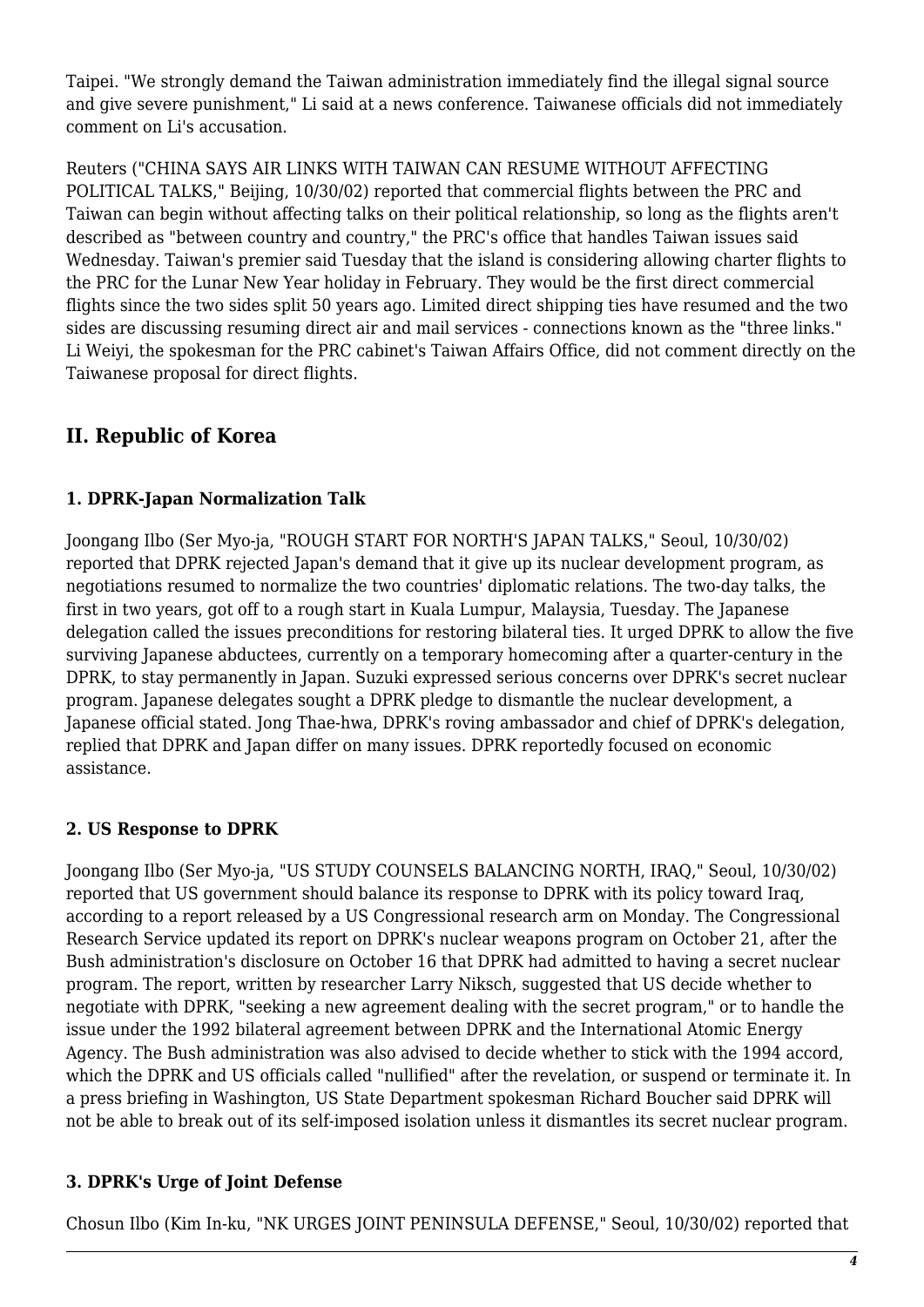Taipei. "We strongly demand the Taiwan administration immediately find the illegal signal source and give severe punishment," Li said at a news conference. Taiwanese officials did not immediately comment on Li's accusation.

Reuters ("CHINA SAYS AIR LINKS WITH TAIWAN CAN RESUME WITHOUT AFFECTING POLITICAL TALKS," Beijing, 10/30/02) reported that commercial flights between the PRC and Taiwan can begin without affecting talks on their political relationship, so long as the flights aren't described as "between country and country," the PRC's office that handles Taiwan issues said Wednesday. Taiwan's premier said Tuesday that the island is considering allowing charter flights to the PRC for the Lunar New Year holiday in February. They would be the first direct commercial flights since the two sides split 50 years ago. Limited direct shipping ties have resumed and the two sides are discussing resuming direct air and mail services - connections known as the "three links." Li Weiyi, the spokesman for the PRC cabinet's Taiwan Affairs Office, did not comment directly on the Taiwanese proposal for direct flights.

## II. Republic of Korea

### 1. DPRK-Japan Normalization Talk

Joongang Ilbo (Ser Myo-ja, "ROUGH START FOR NORTH'S JAPAN TALKS," Seoul, 10/30/02) reported that DPRK rejected Japan's demand that it give up its nuclear development program, as negotiations resumed to normalize the two countries' diplomatic relations. The two-day talks, the first in two years, got off to a rough start in Kuala Lumpur, Malaysia, Tuesday. The Japanese delegation called the issues preconditions for restoring bilateral ties. It urged DPRK to allow the five surviving Japanese abductees, currently on a temporary homecoming after a quarter-century in the DPRK, to stay permanently in Japan. Suzuki expressed serious concerns over DPRK's secret nuclear program. Japanese delegates sought a DPRK pledge to dismantle the nuclear development, a Japanese official stated. Jong Thae-hwa, DPRK's roving ambassador and chief of DPRK's delegation, replied that DPRK and Japan differ on many issues. DPRK reportedly focused on economic assistance.

### 2. US Response to DPRK

Joongang Ilbo (Ser Myo-ja, "US STUDY COUNSELS BALANCING NORTH, IRAQ," Seoul, 10/30/02) reported that US government should balance its response to DPRK with its policy toward Iraq, according to a report released by a US Congressional research arm on Monday. The Congressional Research Service updated its report on DPRK's nuclear weapons program on October 21, after the Bush administration's disclosure on October 16 that DPRK had admitted to having a secret nuclear program. The report, written by researcher Larry Niksch, suggested that US decide whether to negotiate with DPRK, "seeking a new agreement dealing with the secret program," or to handle the issue under the 1992 bilateral agreement between DPRK and the International Atomic Energy Agency. The Bush administration was also advised to decide whether to stick with the 1994 accord, which the DPRK and US officials called "nullified" after the revelation, or suspend or terminate it. In a press briefing in Washington, US State Department spokesman Richard Boucher said DPRK will not be able to break out of its self-imposed isolation unless it dismantles its secret nuclear program.

### 3. DPRK's Urge of Joint Defense

Chosun Ilbo (Kim In-ku, "NK URGES JOINT PENINSULA DEFENSE," Seoul, 10/30/02) reported that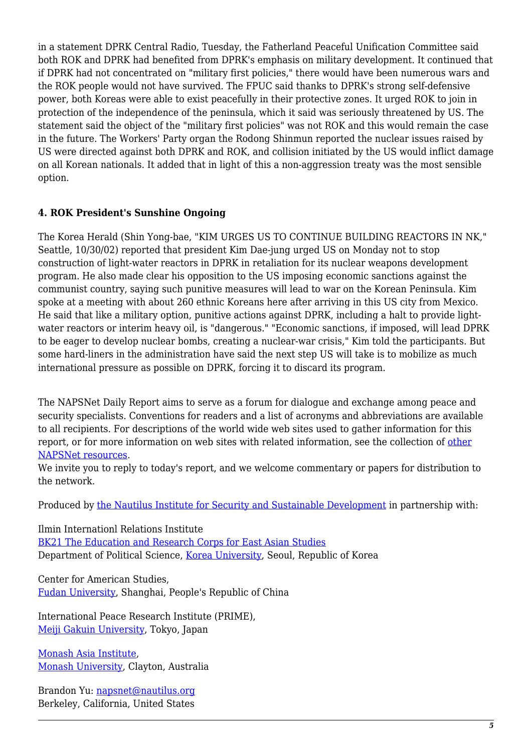in a statement DPRK Central Radio, Tuesday, the Fatherland Peaceful Unification Committee said both ROK and DPRK had benefited from DPRK's emphasis on military development. It continued that if DPRK had not concentrated on "military first policies," there would have been numerous wars and the ROK people would not have survived. The FPUC said thanks to DPRK's strong self-defensive power, both Koreas were able to exist peacefully in their protective zones. It urged ROK to join in protection of the independence of the peninsula, which it said was seriously threatened by US. The statement said the object of the "military first policies" was not ROK and this would remain the case in the future. The Workers' Party organ the Rodong Shinmun reported the nuclear issues raised by US were directed against both DPRK and ROK, and collision initiated by the US would inflict damage on all Korean nationals. It added that in light of this a non-aggression treaty was the most sensible option.

**4. ROK President's Sunshine Ongoing**

The Korea Herald (Shin Yong-bae, "KIM URGES US TO CONTINUE BUILDING REACTORS IN NK," Seattle, 10/30/02) reported that president Kim Dae-jung urged US on Monday not to stop construction of light-water reactors in DPRK in retaliation for its nuclear weapons development program. He also made clear his opposition to the US imposing economic sanctions against the communist country, saying such punitive measures will lead to war on the Korean Peninsula. Kim spoke at a meeting with about 260 ethnic Koreans here after arriving in this US city from Mexico. He said that like a military option, punitive actions against DPRK, including a halt to provide light-water reactors or interim heavy oil, is "dangerous." "Economic sanctions, if imposed, will lead DPRK to be eager to develop nuclear bombs, creating a nuclear-war crisis," Kim told the participants. But some hard-liners in the administration have said the next step US will take is to mobilize as much international pressure as possible on DPRK, forcing it to discard its program.

The NAPSNet Daily Report aims to serve as a forum for dialogue and exchange among peace and security specialists. Conventions for readers and a list of acronyms and abbreviations are available to all recipients. For descriptions of the world wide web sites used to gather information for this report, or for more information on web sites with related information, see the collection of other NAPSNet resources.
We invite you to reply to today's report, and we welcome commentary or papers for distribution to the network.

Produced by the Nautilus Institute for Security and Sustainable Development in partnership with:

Ilmin Internationl Relations Institute
BK21 The Education and Research Corps for East Asian Studies
Department of Political Science, Korea University, Seoul, Republic of Korea

Center for American Studies,
Fudan University, Shanghai, People's Republic of China

International Peace Research Institute (PRIME),
Meiji Gakuin University, Tokyo, Japan

Monash Asia Institute,
Monash University, Clayton, Australia

Brandon Yu: napsnet@nautilus.org
Berkeley, California, United States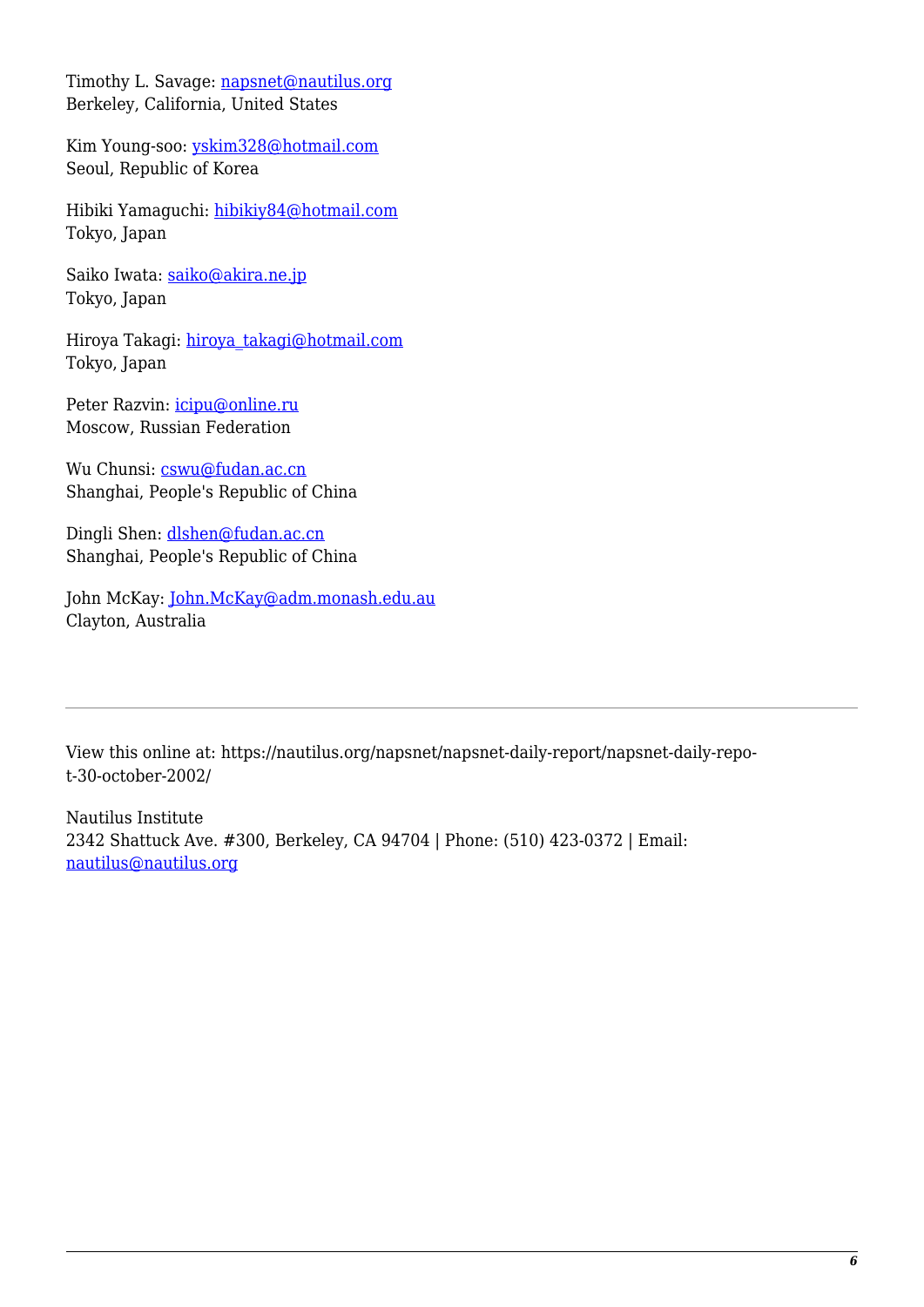Timothy L. Savage: [napsnet@nautilus.org](mailto:napsnet@nautilus.org)
Berkeley, California, United States

Kim Young-soo: [yskim328@hotmail.com](mailto:yskim328@hotmail.com)
Seoul, Republic of Korea

Hibiki Yamaguchi: [hibikiy84@hotmail.com](mailto:hibikiy84@hotmail.com)
Tokyo, Japan

Saiko Iwata: [saiko@akira.ne.jp](mailto:saiko@akira.ne.jp)
Tokyo, Japan

Hiroya Takagi: [hiroya_takagi@hotmail.com](mailto:hiroya_takagi@hotmail.com)
Tokyo, Japan

Peter Razvin: [icipu@online.ru](mailto:icipu@online.ru)
Moscow, Russian Federation

Wu Chunsi: [cswu@fudan.ac.cn](mailto:cswu@fudan.ac.cn)
Shanghai, People's Republic of China

Dingli Shen: [dlshen@fudan.ac.cn](mailto:dlshen@fudan.ac.cn)
Shanghai, People's Republic of China

John McKay: [John.McKay@adm.monash.edu.au](mailto:John.McKay@adm.monash.edu.au)
Clayton, Australia

---

View this online at: https://nautilus.org/napsnet/napsnet-daily-report/napsnet-daily-report-30-october-2002/

Nautilus Institute
2342 Shattuck Ave. #300, Berkeley, CA 94704 | Phone: (510) 423-0372 | Email: [nautilus@nautilus.org](mailto:nautilus@nautilus.org)